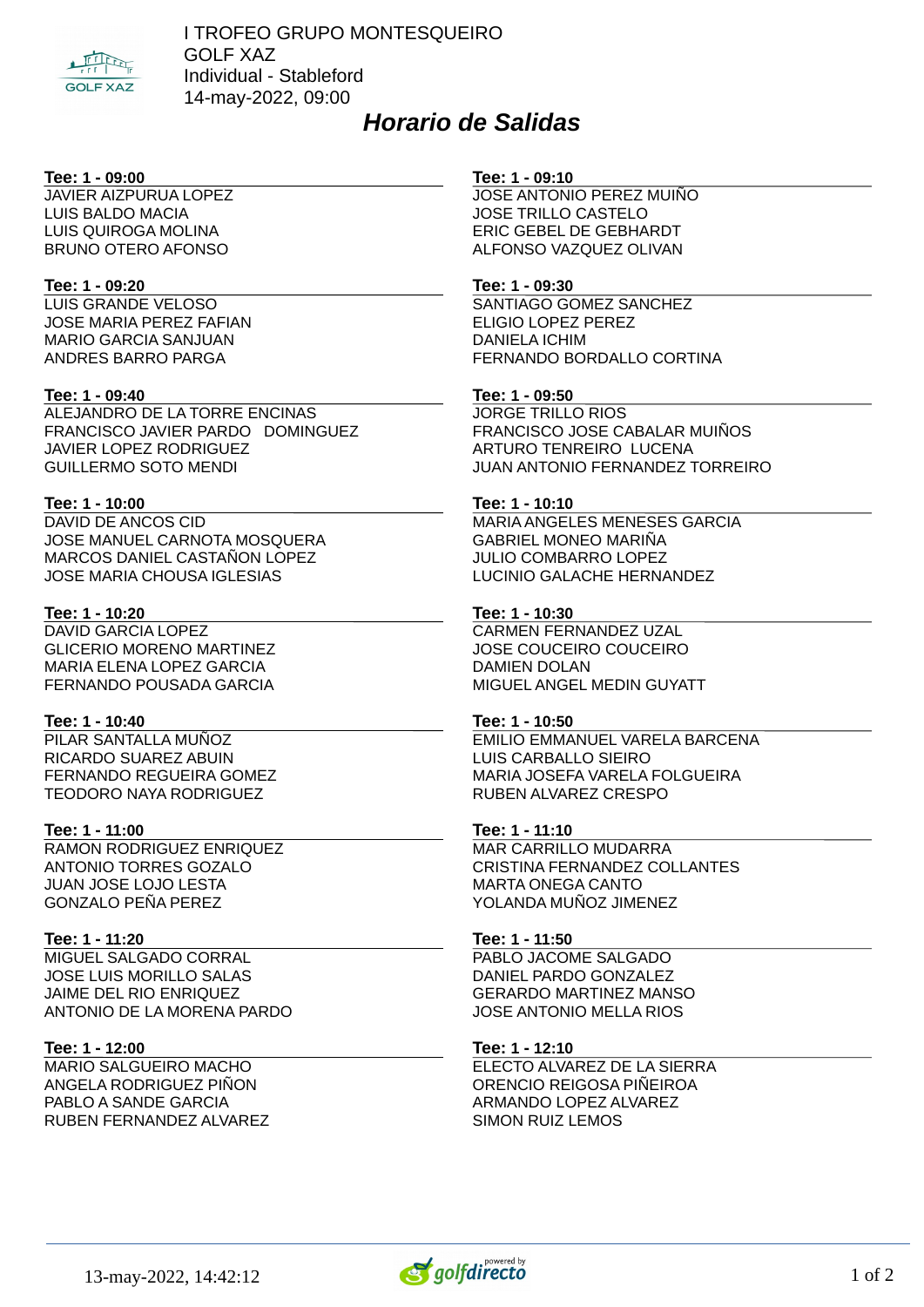I TROFEO GRUPO MONTESQUEIRO
GOLF XAZ
Individual - Stableford
14-may-2022, 09:00

# *Horario de Salidas*

**Tee: 1 - 09:00**
JAVIER AIZPURUA LOPEZ
LUIS BALDO MACIA
LUIS QUIROGA MOLINA
BRUNO OTERO AFONSO

**Tee: 1 - 09:10**
JOSE ANTONIO PEREZ MUIÑO
JOSE TRILLO CASTELO
ERIC GEBEL DE GEBHARDT
ALFONSO VAZQUEZ OLIVAN

**Tee: 1 - 09:20**
LUIS GRANDE VELOSO
JOSE MARIA PEREZ FAFIAN
MARIO GARCIA SANJUAN
ANDRES BARRO PARGA

**Tee: 1 - 09:30**
SANTIAGO GOMEZ SANCHEZ
ELIGIO LOPEZ PEREZ
DANIELA ICHIM
FERNANDO BORDALLO CORTINA

**Tee: 1 - 09:40**
ALEJANDRO DE LA TORRE ENCINAS
FRANCISCO JAVIER PARDO DOMINGUEZ
JAVIER LOPEZ RODRIGUEZ
GUILLERMO SOTO MENDI

**Tee: 1 - 09:50**
JORGE TRILLO RIOS
FRANCISCO JOSE CABALAR MUIÑOS
ARTURO TENREIRO LUCENA
JUAN ANTONIO FERNANDEZ TORREIRO

**Tee: 1 - 10:00**
DAVID DE ANCOS CID
JOSE MANUEL CARNOTA MOSQUERA
MARCOS DANIEL CASTAÑON LOPEZ
JOSE MARIA CHOUSA IGLESIAS

**Tee: 1 - 10:10**
MARIA ANGELES MENESES GARCIA
GABRIEL MONEO MARIÑA
JULIO COMBARRO LOPEZ
LUCINIO GALACHE HERNANDEZ

**Tee: 1 - 10:20**
DAVID GARCIA LOPEZ
GLICERIO MORENO MARTINEZ
MARIA ELENA LOPEZ GARCIA
FERNANDO POUSADA GARCIA

**Tee: 1 - 10:30**
CARMEN FERNANDEZ UZAL
JOSE COUCEIRO COUCEIRO
DAMIEN DOLAN
MIGUEL ANGEL MEDIN GUYATT

**Tee: 1 - 10:40**
PILAR SANTALLA MUÑOZ
RICARDO SUAREZ ABUIN
FERNANDO REGUEIRA GOMEZ
TEODORO NAYA RODRIGUEZ

**Tee: 1 - 10:50**
EMILIO EMMANUEL VARELA BARCENA
LUIS CARBALLO SIEIRO
MARIA JOSEFA VARELA FOLGUEIRA
RUBEN ALVAREZ CRESPO

**Tee: 1 - 11:00**
RAMON RODRIGUEZ ENRIQUEZ
ANTONIO TORRES GOZALO
JUAN JOSE LOJO LESTA
GONZALO PEÑA PEREZ

**Tee: 1 - 11:10**
MAR CARRILLO MUDARRA
CRISTINA FERNANDEZ COLLANTES
MARTA ONEGA CANTO
YOLANDA MUÑOZ JIMENEZ

**Tee: 1 - 11:20**
MIGUEL SALGADO CORRAL
JOSE LUIS MORILLO SALAS
JAIME DEL RIO ENRIQUEZ
ANTONIO DE LA MORENA PARDO

**Tee: 1 - 11:50**
PABLO JACOME SALGADO
DANIEL PARDO GONZALEZ
GERARDO MARTINEZ MANSO
JOSE ANTONIO MELLA RIOS

**Tee: 1 - 12:00**
MARIO SALGUEIRO MACHO
ANGELA RODRIGUEZ PIÑON
PABLO A SANDE GARCIA
RUBEN FERNANDEZ ALVAREZ

**Tee: 1 - 12:10**
ELECTO ALVAREZ DE LA SIERRA
ORENCIO REIGOSA PIÑEIROA
ARMANDO LOPEZ ALVAREZ
SIMON RUIZ LEMOS

13-may-2022, 14:42:12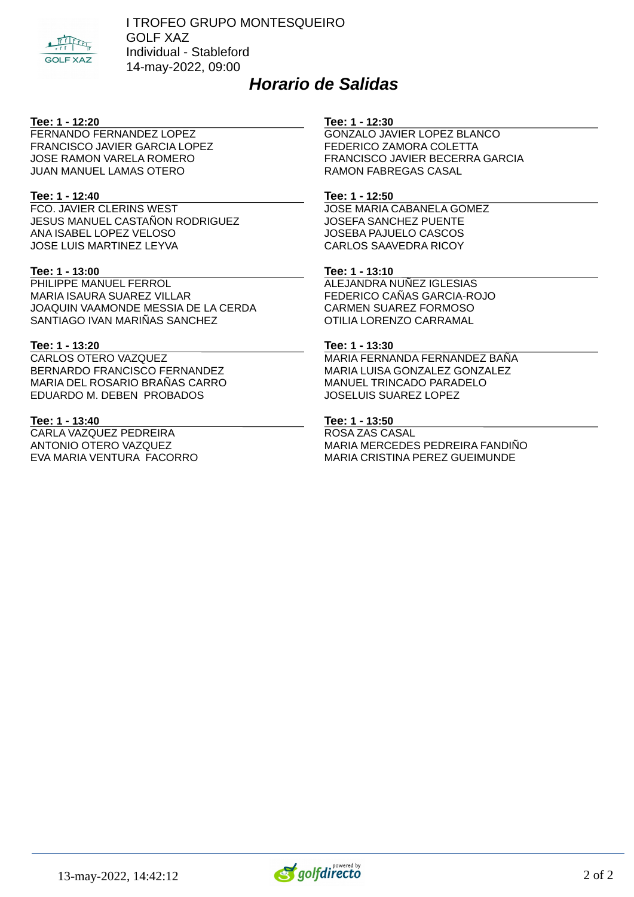I TROFEO GRUPO MONTESQUEIRO
GOLF XAZ
Individual - Stableford
14-may-2022, 09:00

# *Horario de Salidas*

**Tee: 1 - 12:20**
FERNANDO FERNANDEZ LOPEZ
FRANCISCO JAVIER GARCIA LOPEZ
JOSE RAMON VARELA ROMERO
JUAN MANUEL LAMAS OTERO

**Tee: 1 - 12:30**
GONZALO JAVIER LOPEZ BLANCO
FEDERICO ZAMORA COLETTA
FRANCISCO JAVIER BECERRA GARCIA
RAMON FABREGAS CASAL

**Tee: 1 - 12:40**
FCO. JAVIER CLERINS WEST
JESUS MANUEL CASTAÑON RODRIGUEZ
ANA ISABEL LOPEZ VELOSO
JOSE LUIS MARTINEZ LEYVA

**Tee: 1 - 12:50**
JOSE MARIA CABANELA GOMEZ
JOSEFA SANCHEZ PUENTE
JOSEBA PAJUELO CASCOS
CARLOS SAAVEDRA RICOY

**Tee: 1 - 13:00**
PHILIPPE MANUEL FERROL
MARIA ISAURA SUAREZ VILLAR
JOAQUIN VAAMONDE MESSIA DE LA CERDA
SANTIAGO IVAN MARIÑAS SANCHEZ

**Tee: 1 - 13:10**
ALEJANDRA NUÑEZ IGLESIAS
FEDERICO CAÑAS GARCIA-ROJO
CARMEN SUAREZ FORMOSO
OTILIA LORENZO CARRAMAL

**Tee: 1 - 13:20**
CARLOS OTERO VAZQUEZ
BERNARDO FRANCISCO FERNANDEZ
MARIA DEL ROSARIO BRAÑAS CARRO
EDUARDO M. DEBEN PROBADOS

**Tee: 1 - 13:30**
MARIA FERNANDA FERNANDEZ BAÑA
MARIA LUISA GONZALEZ GONZALEZ
MANUEL TRINCADO PARADELO
JOSELUIS SUAREZ LOPEZ

**Tee: 1 - 13:40**
CARLA VAZQUEZ PEDREIRA
ANTONIO OTERO VAZQUEZ
EVA MARIA VENTURA FACORRO

**Tee: 1 - 13:50**
ROSA ZAS CASAL
MARIA MERCEDES PEDREIRA FANDIÑO
MARIA CRISTINA PEREZ GUEIMUNDE

13-may-2022, 14:42:12